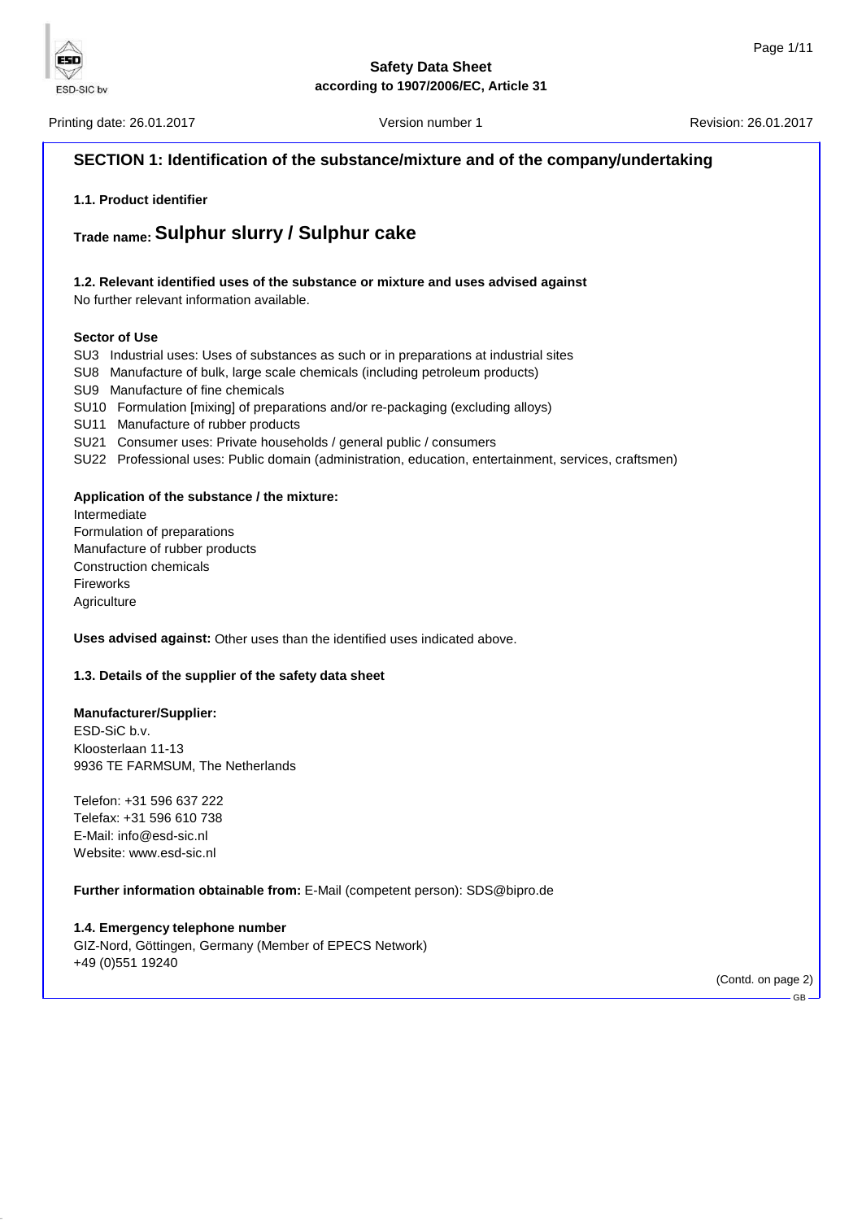# Safety Data Sheet
according to 1907/2006/EC, Article 31

Printing date: 26.01.2017 | Version number 1 | Revision: 26.01.2017

## SECTION 1: Identification of the substance/mixture and of the company/undertaking

### 1.1. Product identifier

**Trade name: Sulphur slurry / Sulphur cake**

### 1.2. Relevant identified uses of the substance or mixture and uses advised against

No further relevant information available.

**Sector of Use**

SU3 Industrial uses: Uses of substances as such or in preparations at industrial sites
SU8 Manufacture of bulk, large scale chemicals (including petroleum products)
SU9 Manufacture of fine chemicals
SU10 Formulation [mixing] of preparations and/or re-packaging (excluding alloys)
SU11 Manufacture of rubber products
SU21 Consumer uses: Private households / general public / consumers
SU22 Professional uses: Public domain (administration, education, entertainment, services, craftsmen)

**Application of the substance / the mixture:**

Intermediate
Formulation of preparations
Manufacture of rubber products
Construction chemicals
Fireworks
Agriculture

**Uses advised against:** Other uses than the identified uses indicated above.

### 1.3. Details of the supplier of the safety data sheet

**Manufacturer/Supplier:**

ESD-SiC b.v.
Kloosterlaan 11-13
9936 TE FARMSUM, The Netherlands

Telefon: +31 596 637 222
Telefax: +31 596 610 738
E-Mail: info@esd-sic.nl
Website: www.esd-sic.nl

**Further information obtainable from:** E-Mail (competent person): SDS@bipro.de

### 1.4. Emergency telephone number

GIZ-Nord, Göttingen, Germany (Member of EPECS Network)
+49 (0)551 19240

(Contd. on page 2)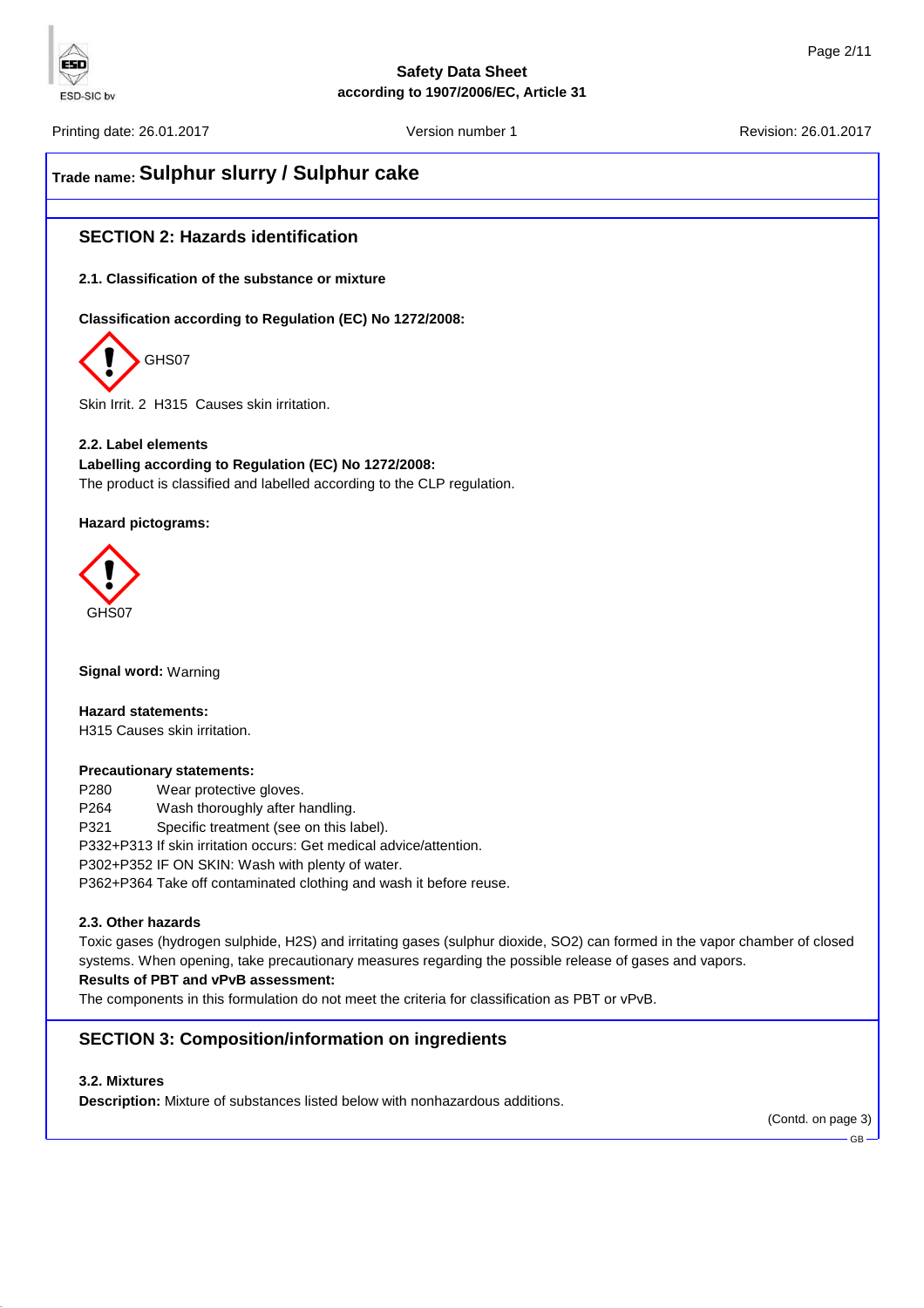**Trade name: Sulphur slurry / Sulphur cake**

## SECTION 2: Hazards identification

### 2.1. Classification of the substance or mixture

**Classification according to Regulation (EC) No 1272/2008:**

GHS07

Skin Irrit. 2 H315 Causes skin irritation.

### 2.2. Label elements

**Labelling according to Regulation (EC) No 1272/2008:**

The product is classified and labelled according to the CLP regulation.

**Hazard pictograms:**

GHS07

**Signal word:** Warning

**Hazard statements:**

H315 Causes skin irritation.

**Precautionary statements:**

P280 Wear protective gloves.
P264 Wash thoroughly after handling.
P321 Specific treatment (see on this label).
P332+P313 If skin irritation occurs: Get medical advice/attention.
P302+P352 IF ON SKIN: Wash with plenty of water.
P362+P364 Take off contaminated clothing and wash it before reuse.

### 2.3. Other hazards

Toxic gases (hydrogen sulphide, $H_2S$) and irritating gases (sulphur dioxide, $SO_2$) can formed in the vapor chamber of closed systems. When opening, take precautionary measures regarding the possible release of gases and vapors.

**Results of PBT and vPvB assessment:**

The components in this formulation do not meet the criteria for classification as PBT or vPvB.

## SECTION 3: Composition/information on ingredients

### 3.2. Mixtures

**Description:** Mixture of substances listed below with nonhazardous additions.

(Contd. on page 3)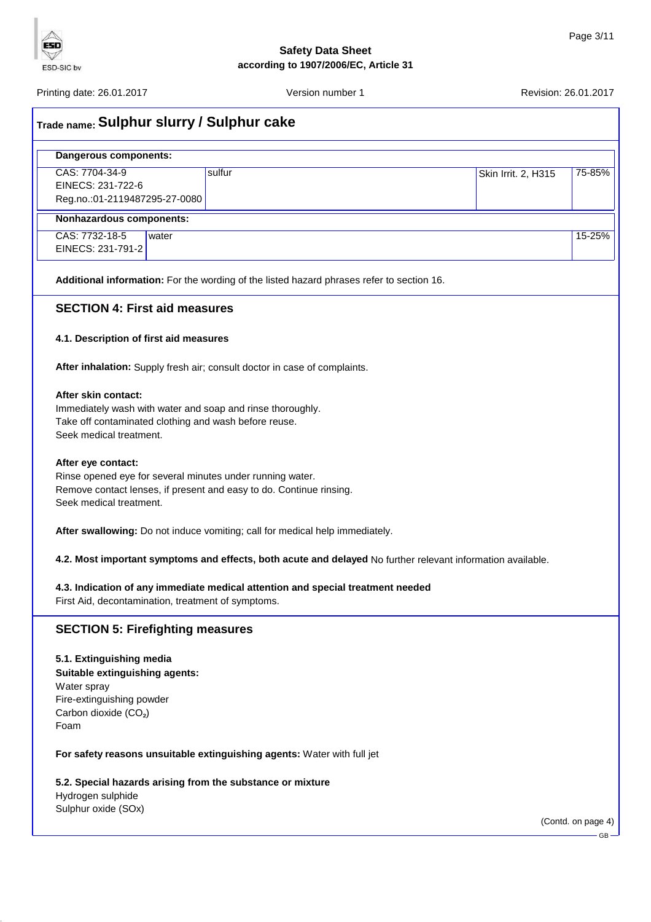**Trade name: Sulphur slurry / Sulphur cake**

| Dangerous components: | | | |
|---|---|---|---|
| CAS: 7704-34-9<br>EINECS: 231-722-6<br>Reg.no.:01-2119487295-27-0080 | sulfur | Skin Irrit. 2, H315 | 75-85% |

| Nonhazardous components: | | |
|---|---|---|
| CAS: 7732-18-5<br>EINECS: 231-791-2 | water | 15-25% |

**Additional information:** For the wording of the listed hazard phrases refer to section 16.

## SECTION 4: First aid measures

### 4.1. Description of first aid measures

**After inhalation:** Supply fresh air; consult doctor in case of complaints.

**After skin contact:**
Immediately wash with water and soap and rinse thoroughly.
Take off contaminated clothing and wash before reuse.
Seek medical treatment.

**After eye contact:**
Rinse opened eye for several minutes under running water.
Remove contact lenses, if present and easy to do. Continue rinsing.
Seek medical treatment.

**After swallowing:** Do not induce vomiting; call for medical help immediately.

**4.2. Most important symptoms and effects, both acute and delayed** No further relevant information available.

**4.3. Indication of any immediate medical attention and special treatment needed**
First Aid, decontamination, treatment of symptoms.

## SECTION 5: Firefighting measures

**5.1. Extinguishing media**
**Suitable extinguishing agents:**
Water spray
Fire-extinguishing powder
Carbon dioxide ($CO_2$)
Foam

**For safety reasons unsuitable extinguishing agents:** Water with full jet

**5.2. Special hazards arising from the substance or mixture**
Hydrogen sulphide
Sulphur oxide (SOx)

(Contd. on page 4)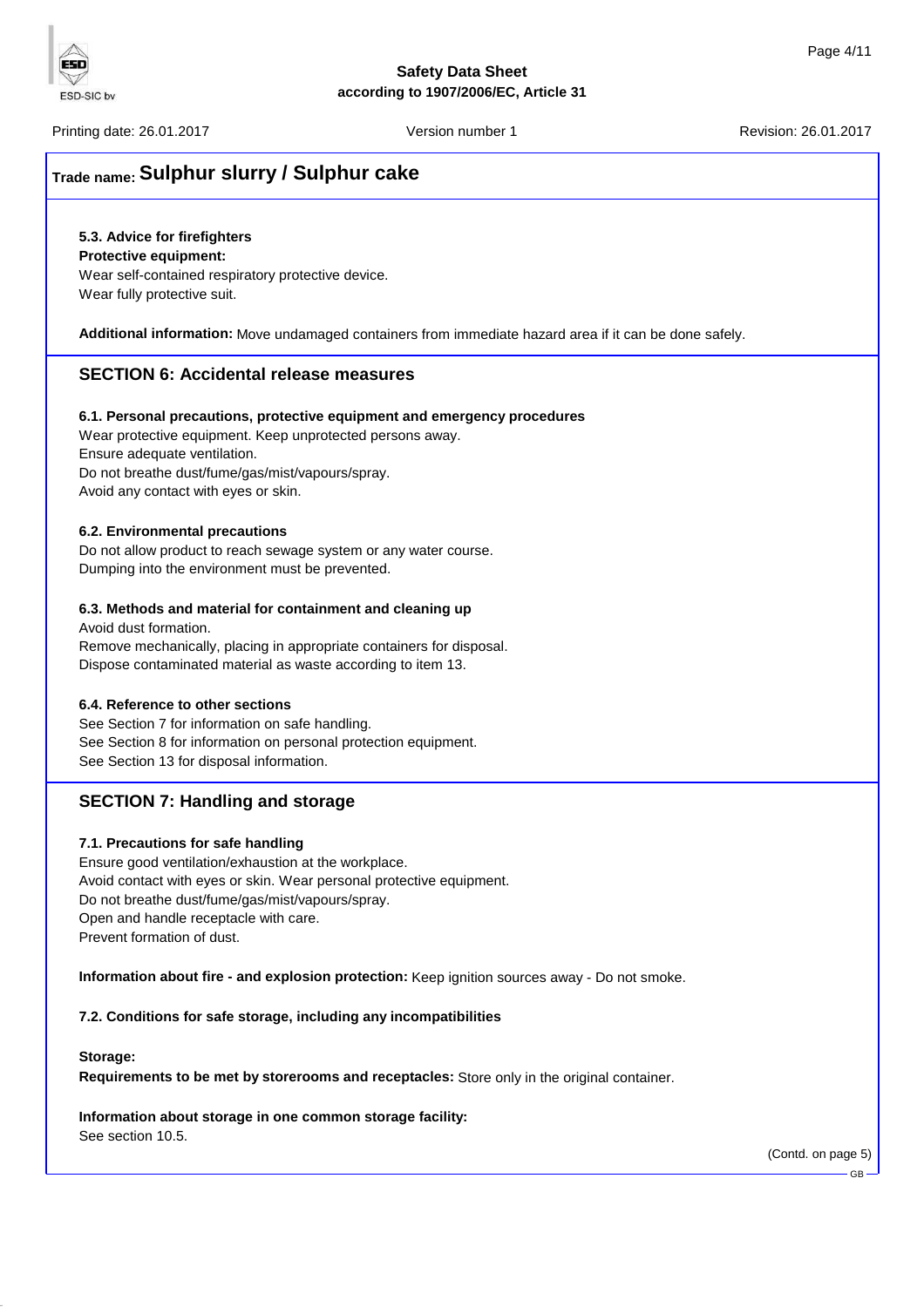## Trade name: Sulphur slurry / Sulphur cake

**5.3. Advice for firefighters**

**Protective equipment:**

Wear self-contained respiratory protective device.
Wear fully protective suit.

**Additional information:** Move undamaged containers from immediate hazard area if it can be done safely.

## SECTION 6: Accidental release measures

**6.1. Personal precautions, protective equipment and emergency procedures**

Wear protective equipment. Keep unprotected persons away.
Ensure adequate ventilation.
Do not breathe dust/fume/gas/mist/vapours/spray.
Avoid any contact with eyes or skin.

**6.2. Environmental precautions**

Do not allow product to reach sewage system or any water course.
Dumping into the environment must be prevented.

**6.3. Methods and material for containment and cleaning up**

Avoid dust formation.
Remove mechanically, placing in appropriate containers for disposal.
Dispose contaminated material as waste according to item 13.

**6.4. Reference to other sections**

See Section 7 for information on safe handling.
See Section 8 for information on personal protection equipment.
See Section 13 for disposal information.

## SECTION 7: Handling and storage

**7.1. Precautions for safe handling**

Ensure good ventilation/exhaustion at the workplace.
Avoid contact with eyes or skin. Wear personal protective equipment.
Do not breathe dust/fume/gas/mist/vapours/spray.
Open and handle receptacle with care.
Prevent formation of dust.

**Information about fire - and explosion protection:** Keep ignition sources away - Do not smoke.

**7.2. Conditions for safe storage, including any incompatibilities**

**Storage:**

**Requirements to be met by storerooms and receptacles:** Store only in the original container.

**Information about storage in one common storage facility:**
See section 10.5.

(Contd. on page 5)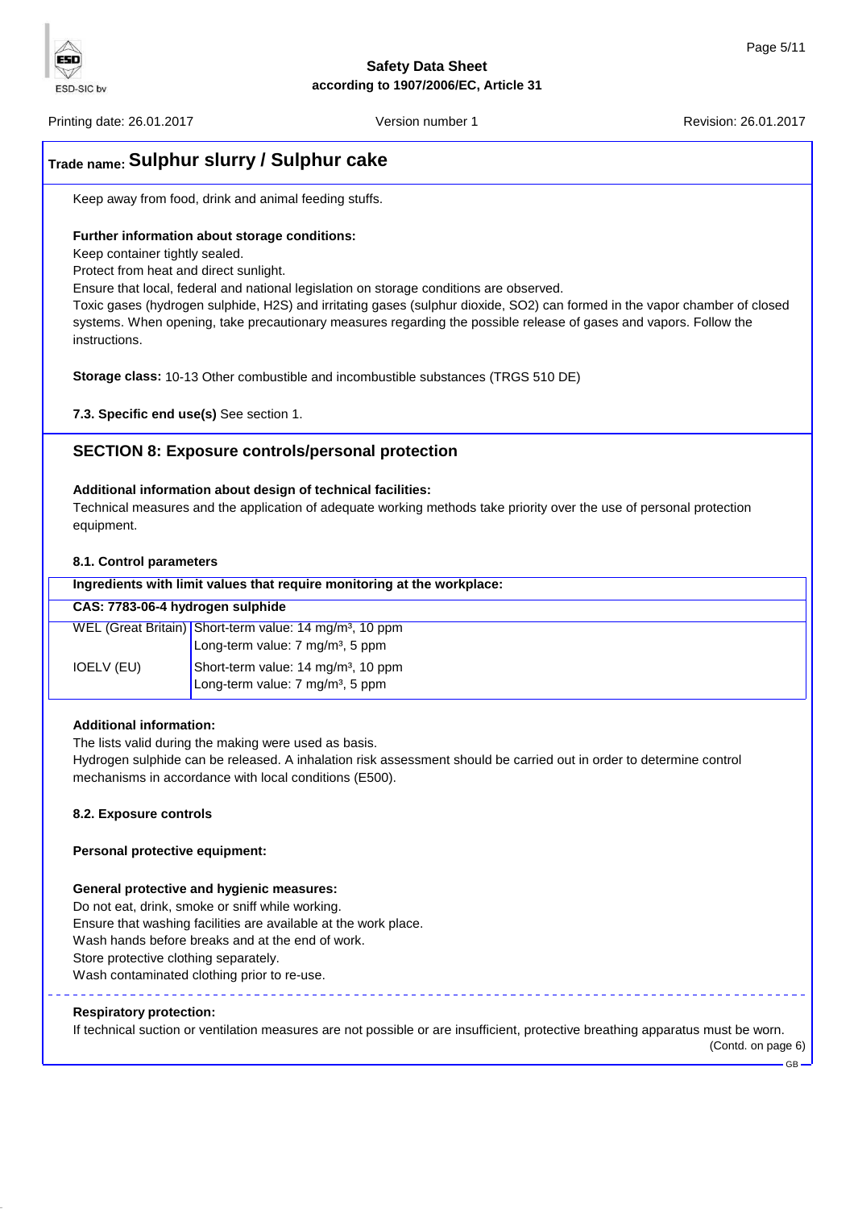## Trade name: Sulphur slurry / Sulphur cake

Keep away from food, drink and animal feeding stuffs.

**Further information about storage conditions:**
Keep container tightly sealed.
Protect from heat and direct sunlight.
Ensure that local, federal and national legislation on storage conditions are observed.
Toxic gases (hydrogen sulphide, H2S) and irritating gases (sulphur dioxide, SO2) can formed in the vapor chamber of closed systems. When opening, take precautionary measures regarding the possible release of gases and vapors. Follow the instructions.

**Storage class:** 10-13 Other combustible and incombustible substances (TRGS 510 DE)

**7.3. Specific end use(s)** See section 1.

## SECTION 8: Exposure controls/personal protection

**Additional information about design of technical facilities:**
Technical measures and the application of adequate working methods take priority over the use of personal protection equipment.

**8.1. Control parameters**

| Ingredients with limit values that require monitoring at the workplace: | |
|---|---|
| **CAS: 7783-06-4 hydrogen sulphide** | |
| WEL (Great Britain) | Short-term value: 14 mg/m³, 10 ppm<br>Long-term value: 7 mg/m³, 5 ppm |
| IOELV (EU) | Short-term value: 14 mg/m³, 10 ppm<br>Long-term value: 7 mg/m³, 5 ppm |

**Additional information:**
The lists valid during the making were used as basis.
Hydrogen sulphide can be released. A inhalation risk assessment should be carried out in order to determine control mechanisms in accordance with local conditions (E500).

**8.2. Exposure controls**

**Personal protective equipment:**

**General protective and hygienic measures:**
Do not eat, drink, smoke or sniff while working.
Ensure that washing facilities are available at the work place.
Wash hands before breaks and at the end of work.
Store protective clothing separately.
Wash contaminated clothing prior to re-use.

**Respiratory protection:**
If technical suction or ventilation measures are not possible or are insufficient, protective breathing apparatus must be worn.

(Contd. on page 6)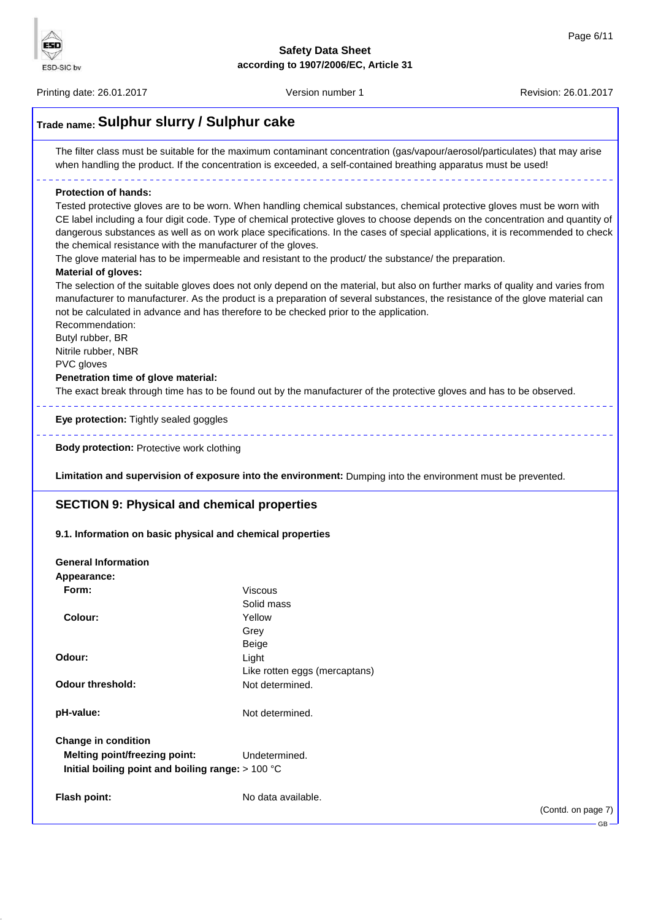## Trade name: Sulphur slurry / Sulphur cake

The filter class must be suitable for the maximum contaminant concentration (gas/vapour/aerosol/particulates) that may arise when handling the product. If the concentration is exceeded, a self-contained breathing apparatus must be used!

**Protection of hands:**

Tested protective gloves are to be worn. When handling chemical substances, chemical protective gloves must be worn with CE label including a four digit code. Type of chemical protective gloves to choose depends on the concentration and quantity of dangerous substances as well as on work place specifications. In the cases of special applications, it is recommended to check the chemical resistance with the manufacturer of the gloves.

The glove material has to be impermeable and resistant to the product/ the substance/ the preparation.

**Material of gloves:**

The selection of the suitable gloves does not only depend on the material, but also on further marks of quality and varies from manufacturer to manufacturer. As the product is a preparation of several substances, the resistance of the glove material can not be calculated in advance and has therefore to be checked prior to the application.

Recommendation:

Butyl rubber, BR

Nitrile rubber, NBR

PVC gloves

**Penetration time of glove material:**

The exact break through time has to be found out by the manufacturer of the protective gloves and has to be observed.

**Eye protection:** Tightly sealed goggles

**Body protection:** Protective work clothing

**Limitation and supervision of exposure into the environment:** Dumping into the environment must be prevented.

## SECTION 9: Physical and chemical properties

### 9.1. Information on basic physical and chemical properties

**General Information**

**Appearance:**

| | |
|---|---|
| **Form:** | Viscous<br>Solid mass |
| **Colour:** | Yellow<br>Grey<br>Beige |
| **Odour:** | Light<br>Like rotten eggs (mercaptans) |
| **Odour threshold:** | Not determined. |
| **pH-value:** | Not determined. |
| **Change in condition** | |
| **Melting point/freezing point:** | Undetermined. |
| **Initial boiling point and boiling range:** | > 100 °C |
| **Flash point:** | No data available. |

(Contd. on page 7)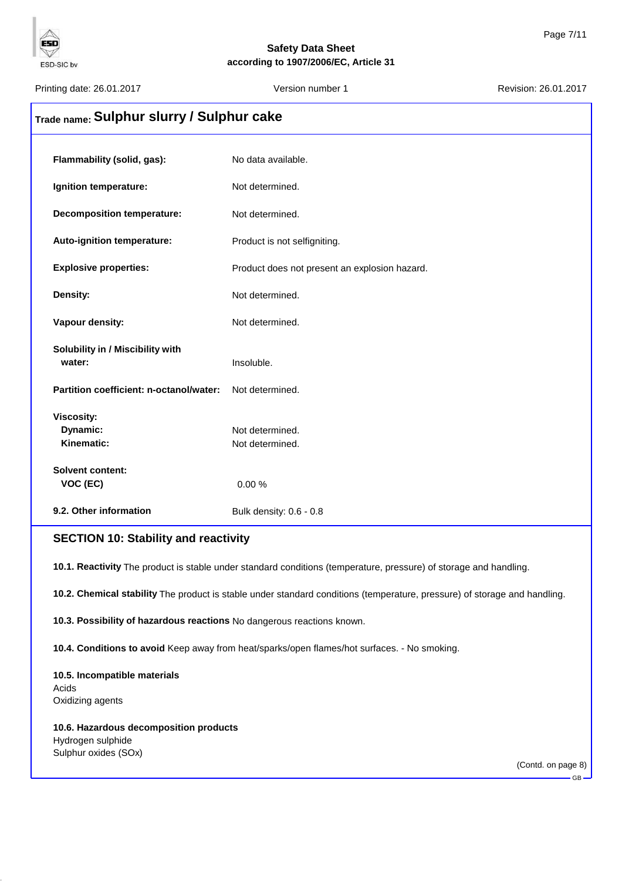## Trade name: Sulphur slurry / Sulphur cake

| | |
|---|---|
| **Flammability (solid, gas):** | No data available. |
| **Ignition temperature:** | Not determined. |
| **Decomposition temperature:** | Not determined. |
| **Auto-ignition temperature:** | Product is not selfigniting. |
| **Explosive properties:** | Product does not present an explosion hazard. |
| **Density:** | Not determined. |
| **Vapour density:** | Not determined. |
| **Solubility in / Miscibility with water:** | Insoluble. |
| **Partition coefficient: n-octanol/water:** | Not determined. |
| **Viscosity:** | |
| **Dynamic:** | Not determined. |
| **Kinematic:** | Not determined. |
| **Solvent content:** | |
| **VOC (EC)** | 0.00 % |
| **9.2. Other information** | Bulk density: 0.6 - 0.8 |

### SECTION 10: Stability and reactivity

**10.1. Reactivity** The product is stable under standard conditions (temperature, pressure) of storage and handling.

**10.2. Chemical stability** The product is stable under standard conditions (temperature, pressure) of storage and handling.

**10.3. Possibility of hazardous reactions** No dangerous reactions known.

**10.4. Conditions to avoid** Keep away from heat/sparks/open flames/hot surfaces. - No smoking.

**10.5. Incompatible materials**
Acids
Oxidizing agents

**10.6. Hazardous decomposition products**
Hydrogen sulphide
Sulphur oxides (SOx)

(Contd. on page 8)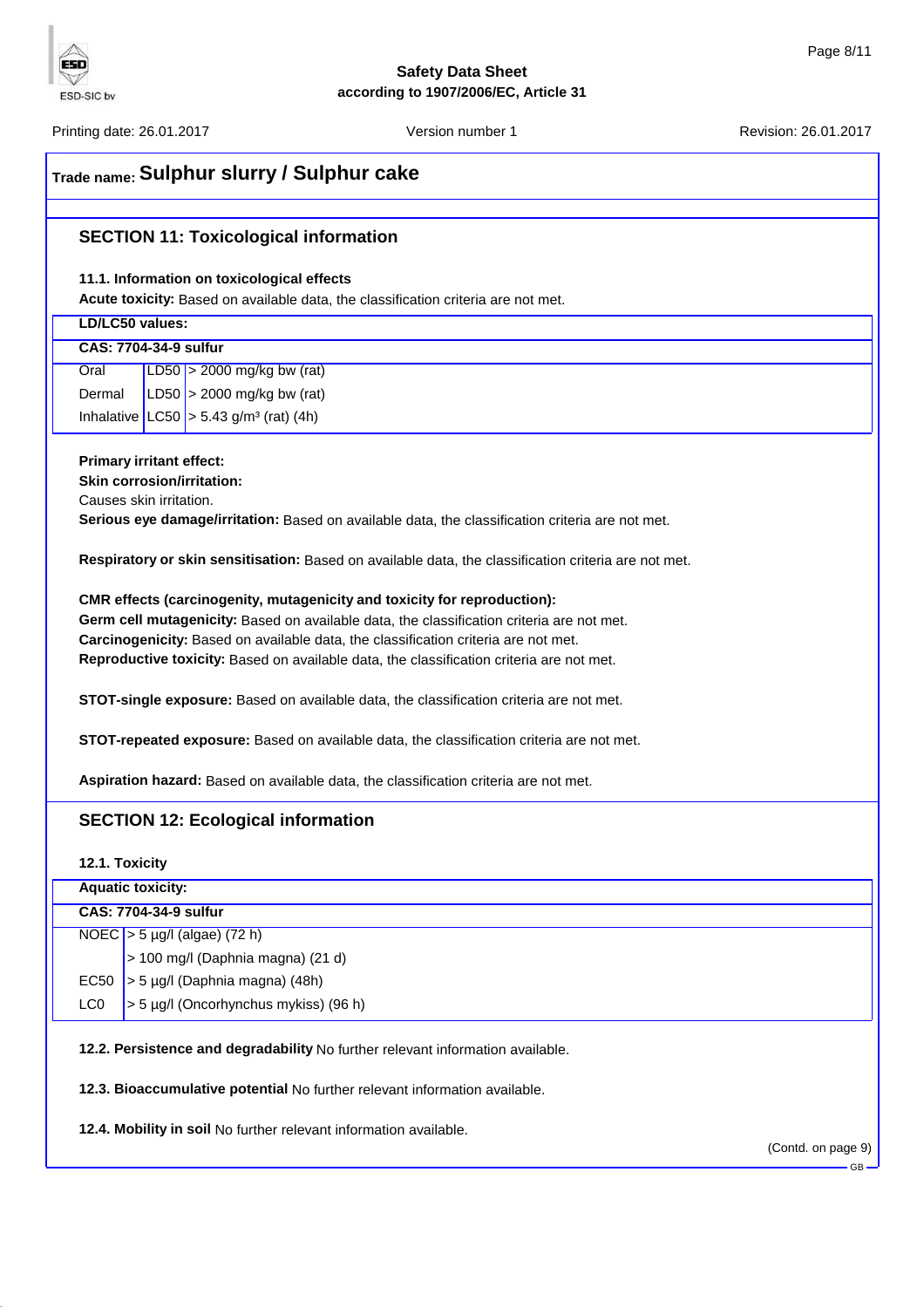Trade name: **Sulphur slurry / Sulphur cake**

## SECTION 11: Toxicological information

### 11.1. Information on toxicological effects

**Acute toxicity:** Based on available data, the classification criteria are not met.

| LD/LC50 values: | | |
|---|---|---|
| **CAS: 7704-34-9 sulfur** | | |
| Oral | LD50 | > 2000 mg/kg bw (rat) |
| Dermal | LD50 | > 2000 mg/kg bw (rat) |
| Inhalative | LC50 | > 5.43 g/m³ (rat) (4h) |

**Primary irritant effect:**

**Skin corrosion/irritation:**

Causes skin irritation.

**Serious eye damage/irritation:** Based on available data, the classification criteria are not met.

**Respiratory or skin sensitisation:** Based on available data, the classification criteria are not met.

**CMR effects (carcinogenity, mutagenicity and toxicity for reproduction):**

**Germ cell mutagenicity:** Based on available data, the classification criteria are not met.

**Carcinogenicity:** Based on available data, the classification criteria are not met.

**Reproductive toxicity:** Based on available data, the classification criteria are not met.

**STOT-single exposure:** Based on available data, the classification criteria are not met.

**STOT-repeated exposure:** Based on available data, the classification criteria are not met.

**Aspiration hazard:** Based on available data, the classification criteria are not met.

## SECTION 12: Ecological information

### 12.1. Toxicity

| Aquatic toxicity: | |
|---|---|
| **CAS: 7704-34-9 sulfur** | |
| NOEC | > 5 µg/l (algae) (72 h) |
| | > 100 mg/l (Daphnia magna) (21 d) |
| EC50 | > 5 µg/l (Daphnia magna) (48h) |
| LC0 | > 5 µg/l (Oncorhynchus mykiss) (96 h) |

**12.2. Persistence and degradability** No further relevant information available.

**12.3. Bioaccumulative potential** No further relevant information available.

**12.4. Mobility in soil** No further relevant information available.

(Contd. on page 9)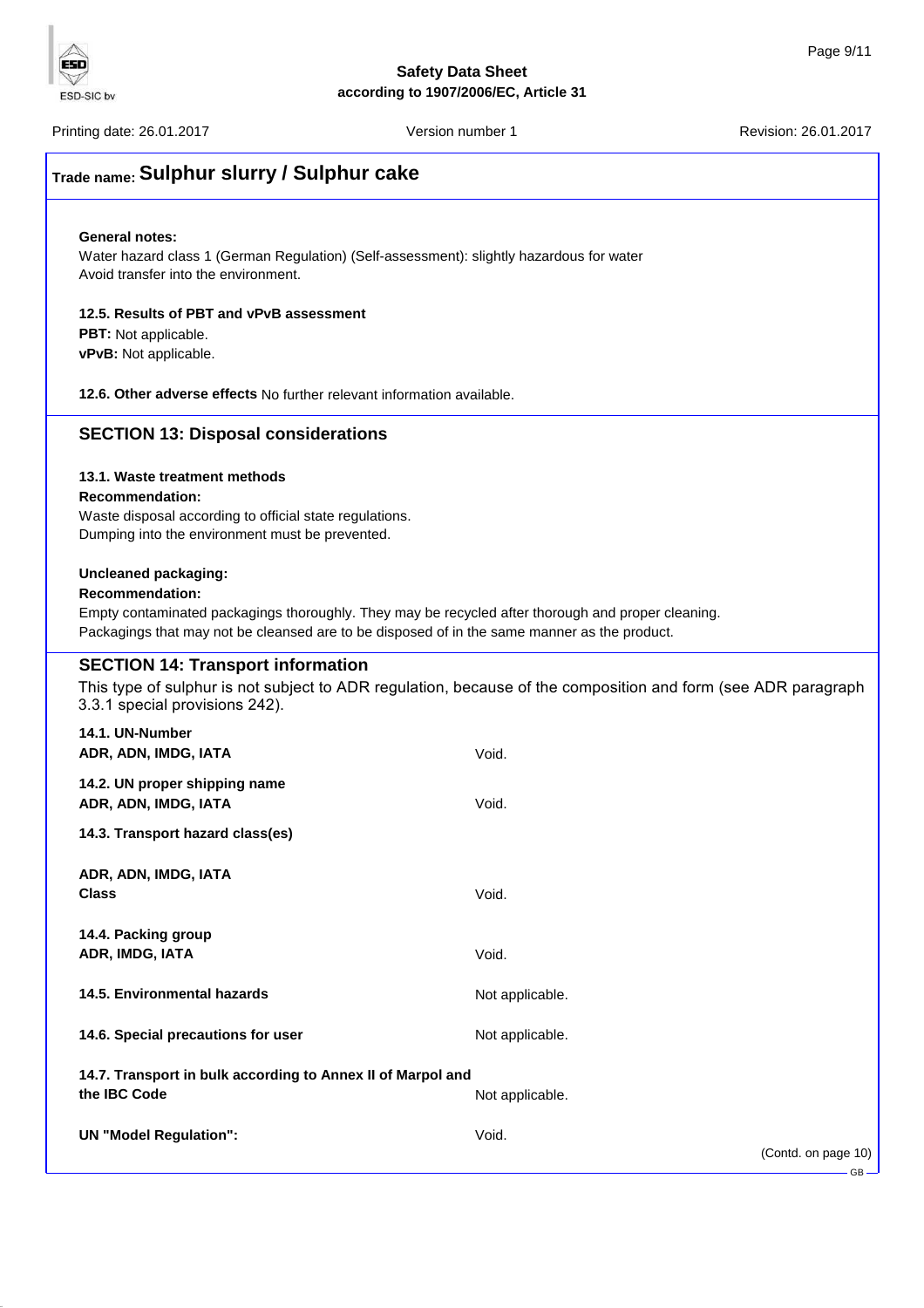**Trade name: Sulphur slurry / Sulphur cake**

**General notes:**
Water hazard class 1 (German Regulation) (Self-assessment): slightly hazardous for water
Avoid transfer into the environment.

**12.5. Results of PBT and vPvB assessment**
**PBT:** Not applicable.
**vPvB:** Not applicable.

**12.6. Other adverse effects** No further relevant information available.

## SECTION 13: Disposal considerations

**13.1. Waste treatment methods**
**Recommendation:**
Waste disposal according to official state regulations.
Dumping into the environment must be prevented.

**Uncleaned packaging:**
**Recommendation:**
Empty contaminated packagings thoroughly. They may be recycled after thorough and proper cleaning.
Packagings that may not be cleansed are to be disposed of in the same manner as the product.

## SECTION 14: Transport information

This type of sulphur is not subject to ADR regulation, because of the composition and form (see ADR paragraph 3.3.1 special provisions 242).

**14.1. UN-Number**
**ADR, ADN, IMDG, IATA** Void.

**14.2. UN proper shipping name**
**ADR, ADN, IMDG, IATA** Void.

**14.3. Transport hazard class(es)**

**ADR, ADN, IMDG, IATA**
**Class** Void.

**14.4. Packing group**
**ADR, IMDG, IATA** Void.

**14.5. Environmental hazards** Not applicable.

**14.6. Special precautions for user** Not applicable.

**14.7. Transport in bulk according to Annex II of Marpol and the IBC Code** Not applicable.

**UN "Model Regulation":** Void.

(Contd. on page 10)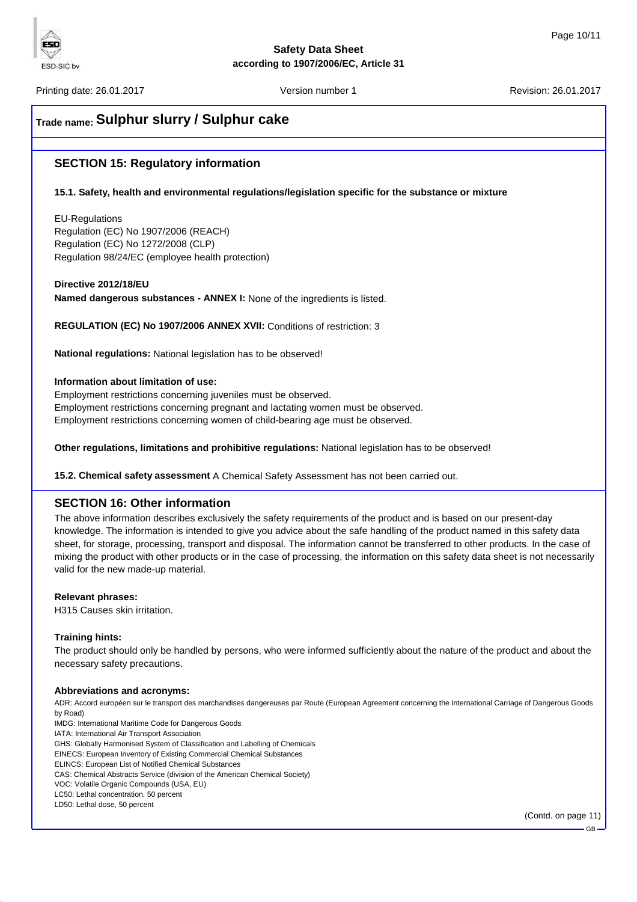**Trade name: Sulphur slurry / Sulphur cake**

## SECTION 15: Regulatory information

**15.1. Safety, health and environmental regulations/legislation specific for the substance or mixture**

EU-Regulations
Regulation (EC) No 1907/2006 (REACH)
Regulation (EC) No 1272/2008 (CLP)
Regulation 98/24/EC (employee health protection)

**Directive 2012/18/EU**
**Named dangerous substances - ANNEX I:** None of the ingredients is listed.

**REGULATION (EC) No 1907/2006 ANNEX XVII:** Conditions of restriction: 3

**National regulations:** National legislation has to be observed!

**Information about limitation of use:**
Employment restrictions concerning juveniles must be observed.
Employment restrictions concerning pregnant and lactating women must be observed.
Employment restrictions concerning women of child-bearing age must be observed.

**Other regulations, limitations and prohibitive regulations:** National legislation has to be observed!

**15.2. Chemical safety assessment** A Chemical Safety Assessment has not been carried out.

## SECTION 16: Other information

The above information describes exclusively the safety requirements of the product and is based on our present-day knowledge. The information is intended to give you advice about the safe handling of the product named in this safety data sheet, for storage, processing, transport and disposal. The information cannot be transferred to other products. In the case of mixing the product with other products or in the case of processing, the information on this safety data sheet is not necessarily valid for the new made-up material.

**Relevant phrases:**
H315 Causes skin irritation.

**Training hints:**
The product should only be handled by persons, who were informed sufficiently about the nature of the product and about the necessary safety precautions.

**Abbreviations and acronyms:**
ADR: Accord européen sur le transport des marchandises dangereuses par Route (European Agreement concerning the International Carriage of Dangerous Goods by Road)
IMDG: International Maritime Code for Dangerous Goods
IATA: International Air Transport Association
GHS: Globally Harmonised System of Classification and Labelling of Chemicals
EINECS: European Inventory of Existing Commercial Chemical Substances
ELINCS: European List of Notified Chemical Substances
CAS: Chemical Abstracts Service (division of the American Chemical Society)
VOC: Volatile Organic Compounds (USA, EU)
LC50: Lethal concentration, 50 percent
LD50: Lethal dose, 50 percent

(Contd. on page 11)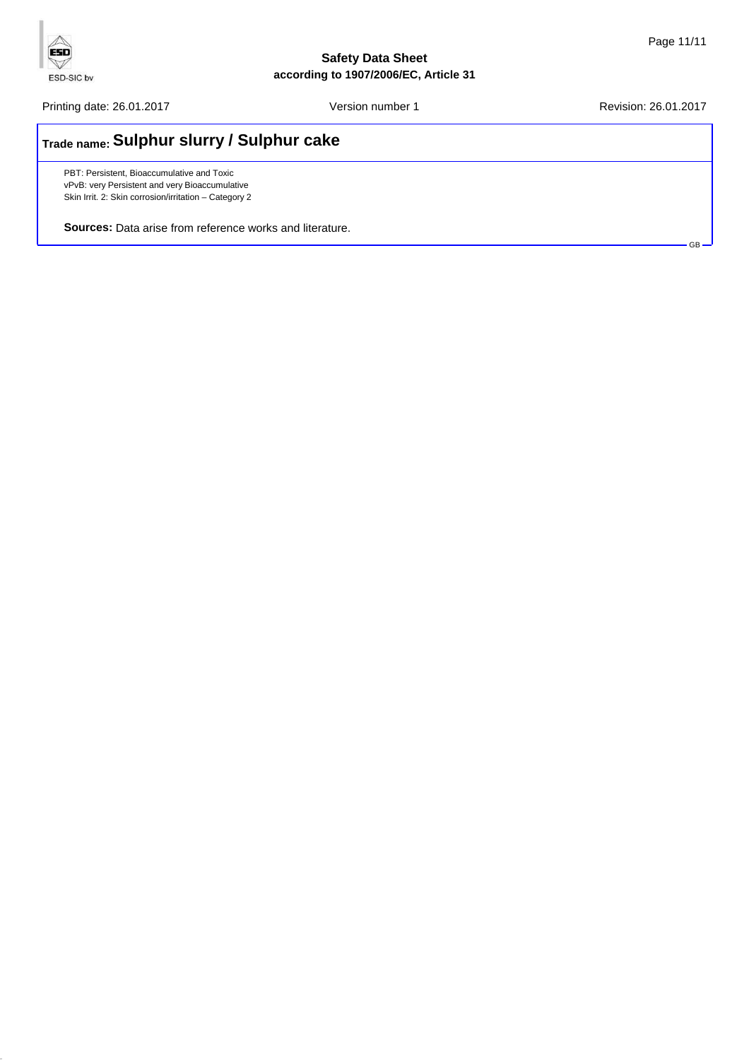PBT: Persistent, Bioaccumulative and Toxic
vPvB: very Persistent and very Bioaccumulative
Skin Irrit. 2: Skin corrosion/irritation – Category 2

**Sources:** Data arise from reference works and literature.